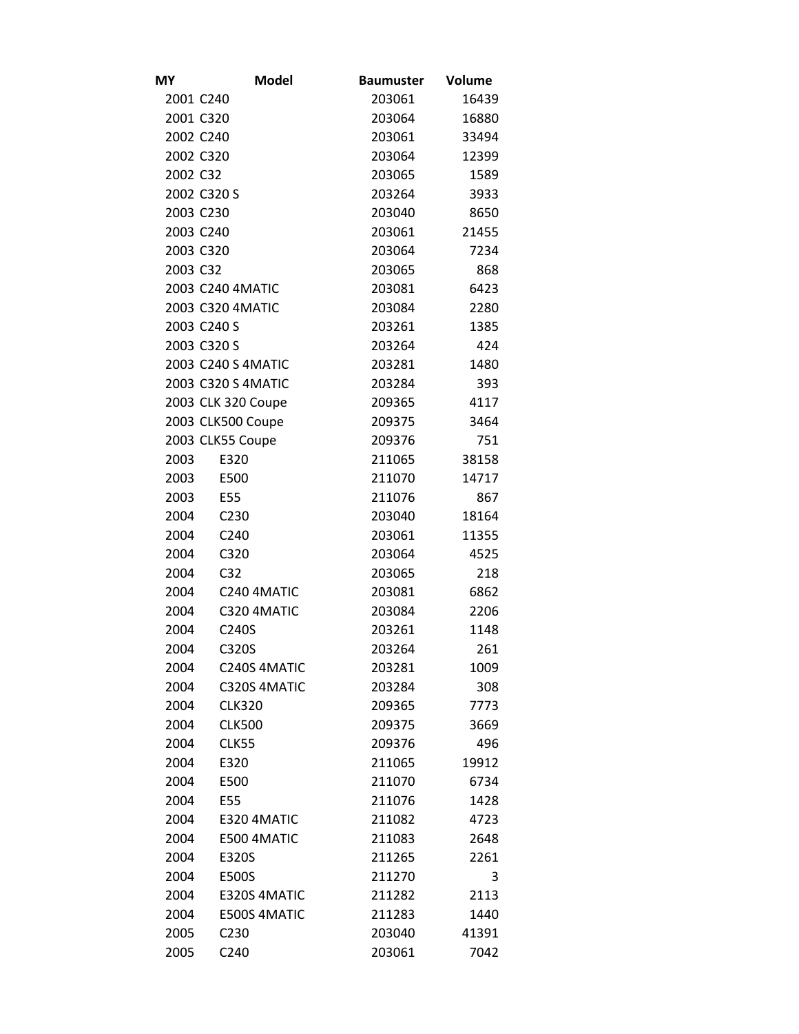| MY | Model | Baumuster | Volume |
|---|---|---|---|
| 2001 | C240 | 203061 | 16439 |
| 2001 | C320 | 203064 | 16880 |
| 2002 | C240 | 203061 | 33494 |
| 2002 | C320 | 203064 | 12399 |
| 2002 | C32 | 203065 | 1589 |
| 2002 | C320 S | 203264 | 3933 |
| 2003 | C230 | 203040 | 8650 |
| 2003 | C240 | 203061 | 21455 |
| 2003 | C320 | 203064 | 7234 |
| 2003 | C32 | 203065 | 868 |
| 2003 | C240 4MATIC | 203081 | 6423 |
| 2003 | C320 4MATIC | 203084 | 2280 |
| 2003 | C240 S | 203261 | 1385 |
| 2003 | C320 S | 203264 | 424 |
| 2003 | C240 S 4MATIC | 203281 | 1480 |
| 2003 | C320 S 4MATIC | 203284 | 393 |
| 2003 | CLK 320 Coupe | 209365 | 4117 |
| 2003 | CLK500 Coupe | 209375 | 3464 |
| 2003 | CLK55 Coupe | 209376 | 751 |
| 2003 | E320 | 211065 | 38158 |
| 2003 | E500 | 211070 | 14717 |
| 2003 | E55 | 211076 | 867 |
| 2004 | C230 | 203040 | 18164 |
| 2004 | C240 | 203061 | 11355 |
| 2004 | C320 | 203064 | 4525 |
| 2004 | C32 | 203065 | 218 |
| 2004 | C240 4MATIC | 203081 | 6862 |
| 2004 | C320 4MATIC | 203084 | 2206 |
| 2004 | C240S | 203261 | 1148 |
| 2004 | C320S | 203264 | 261 |
| 2004 | C240S 4MATIC | 203281 | 1009 |
| 2004 | C320S 4MATIC | 203284 | 308 |
| 2004 | CLK320 | 209365 | 7773 |
| 2004 | CLK500 | 209375 | 3669 |
| 2004 | CLK55 | 209376 | 496 |
| 2004 | E320 | 211065 | 19912 |
| 2004 | E500 | 211070 | 6734 |
| 2004 | E55 | 211076 | 1428 |
| 2004 | E320 4MATIC | 211082 | 4723 |
| 2004 | E500 4MATIC | 211083 | 2648 |
| 2004 | E320S | 211265 | 2261 |
| 2004 | E500S | 211270 | 3 |
| 2004 | E320S 4MATIC | 211282 | 2113 |
| 2004 | E500S 4MATIC | 211283 | 1440 |
| 2005 | C230 | 203040 | 41391 |
| 2005 | C240 | 203061 | 7042 |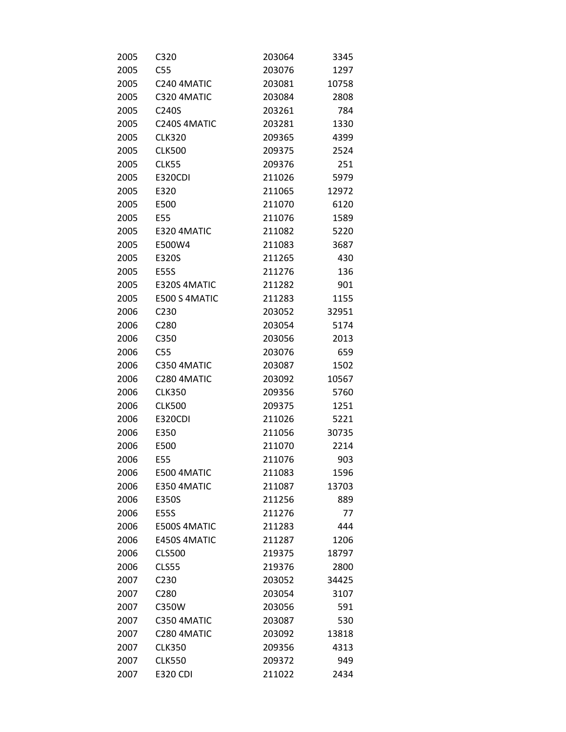| | | | |
|---|---|---|---|
| 2005 | C320 | 203064 | 3345 |
| 2005 | C55 | 203076 | 1297 |
| 2005 | C240 4MATIC | 203081 | 10758 |
| 2005 | C320 4MATIC | 203084 | 2808 |
| 2005 | C240S | 203261 | 784 |
| 2005 | C240S 4MATIC | 203281 | 1330 |
| 2005 | CLK320 | 209365 | 4399 |
| 2005 | CLK500 | 209375 | 2524 |
| 2005 | CLK55 | 209376 | 251 |
| 2005 | E320CDI | 211026 | 5979 |
| 2005 | E320 | 211065 | 12972 |
| 2005 | E500 | 211070 | 6120 |
| 2005 | E55 | 211076 | 1589 |
| 2005 | E320 4MATIC | 211082 | 5220 |
| 2005 | E500W4 | 211083 | 3687 |
| 2005 | E320S | 211265 | 430 |
| 2005 | E55S | 211276 | 136 |
| 2005 | E320S 4MATIC | 211282 | 901 |
| 2005 | E500 S 4MATIC | 211283 | 1155 |
| 2006 | C230 | 203052 | 32951 |
| 2006 | C280 | 203054 | 5174 |
| 2006 | C350 | 203056 | 2013 |
| 2006 | C55 | 203076 | 659 |
| 2006 | C350 4MATIC | 203087 | 1502 |
| 2006 | C280 4MATIC | 203092 | 10567 |
| 2006 | CLK350 | 209356 | 5760 |
| 2006 | CLK500 | 209375 | 1251 |
| 2006 | E320CDI | 211026 | 5221 |
| 2006 | E350 | 211056 | 30735 |
| 2006 | E500 | 211070 | 2214 |
| 2006 | E55 | 211076 | 903 |
| 2006 | E500 4MATIC | 211083 | 1596 |
| 2006 | E350 4MATIC | 211087 | 13703 |
| 2006 | E350S | 211256 | 889 |
| 2006 | E55S | 211276 | 77 |
| 2006 | E500S 4MATIC | 211283 | 444 |
| 2006 | E450S 4MATIC | 211287 | 1206 |
| 2006 | CLS500 | 219375 | 18797 |
| 2006 | CLS55 | 219376 | 2800 |
| 2007 | C230 | 203052 | 34425 |
| 2007 | C280 | 203054 | 3107 |
| 2007 | C350W | 203056 | 591 |
| 2007 | C350 4MATIC | 203087 | 530 |
| 2007 | C280 4MATIC | 203092 | 13818 |
| 2007 | CLK350 | 209356 | 4313 |
| 2007 | CLK550 | 209372 | 949 |
| 2007 | E320 CDI | 211022 | 2434 |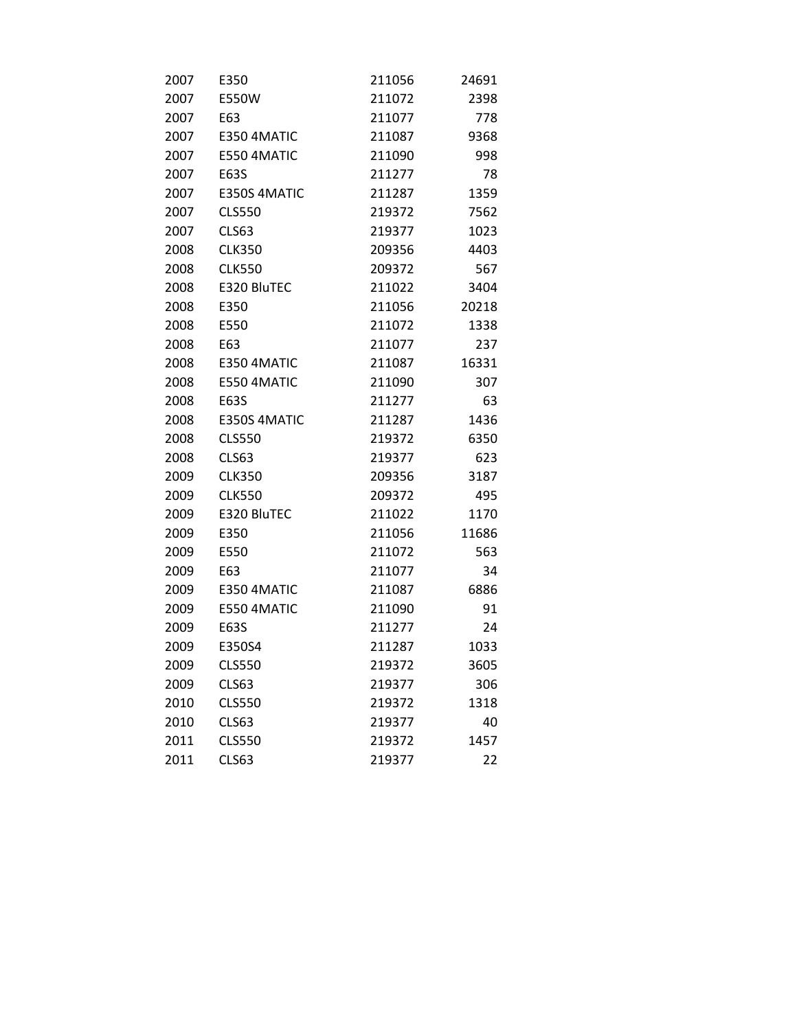| | | | |
|---|---|---|---|
| 2007 | E350 | 211056 | 24691 |
| 2007 | E550W | 211072 | 2398 |
| 2007 | E63 | 211077 | 778 |
| 2007 | E350 4MATIC | 211087 | 9368 |
| 2007 | E550 4MATIC | 211090 | 998 |
| 2007 | E63S | 211277 | 78 |
| 2007 | E350S 4MATIC | 211287 | 1359 |
| 2007 | CLS550 | 219372 | 7562 |
| 2007 | CLS63 | 219377 | 1023 |
| 2008 | CLK350 | 209356 | 4403 |
| 2008 | CLK550 | 209372 | 567 |
| 2008 | E320 BluTEC | 211022 | 3404 |
| 2008 | E350 | 211056 | 20218 |
| 2008 | E550 | 211072 | 1338 |
| 2008 | E63 | 211077 | 237 |
| 2008 | E350 4MATIC | 211087 | 16331 |
| 2008 | E550 4MATIC | 211090 | 307 |
| 2008 | E63S | 211277 | 63 |
| 2008 | E350S 4MATIC | 211287 | 1436 |
| 2008 | CLS550 | 219372 | 6350 |
| 2008 | CLS63 | 219377 | 623 |
| 2009 | CLK350 | 209356 | 3187 |
| 2009 | CLK550 | 209372 | 495 |
| 2009 | E320 BluTEC | 211022 | 1170 |
| 2009 | E350 | 211056 | 11686 |
| 2009 | E550 | 211072 | 563 |
| 2009 | E63 | 211077 | 34 |
| 2009 | E350 4MATIC | 211087 | 6886 |
| 2009 | E550 4MATIC | 211090 | 91 |
| 2009 | E63S | 211277 | 24 |
| 2009 | E350S4 | 211287 | 1033 |
| 2009 | CLS550 | 219372 | 3605 |
| 2009 | CLS63 | 219377 | 306 |
| 2010 | CLS550 | 219372 | 1318 |
| 2010 | CLS63 | 219377 | 40 |
| 2011 | CLS550 | 219372 | 1457 |
| 2011 | CLS63 | 219377 | 22 |